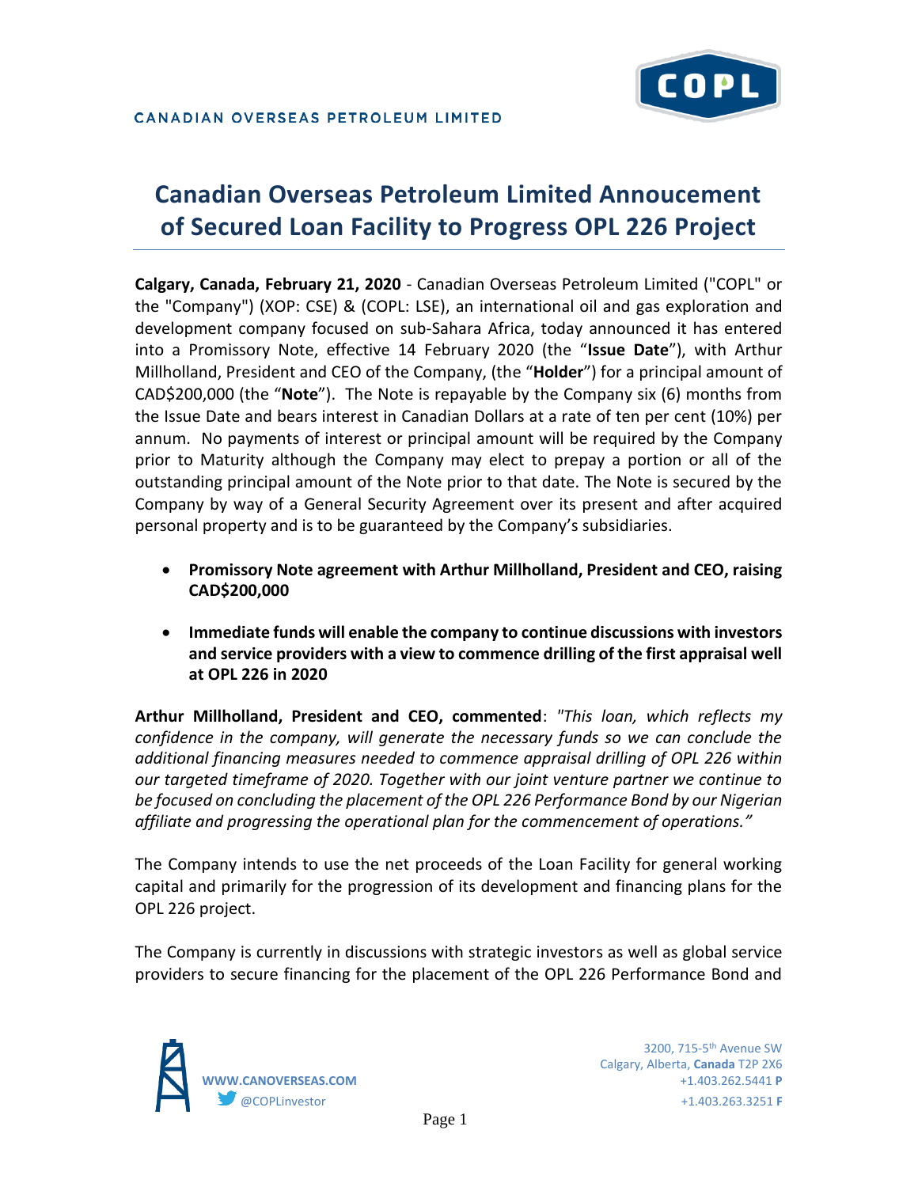CANADIAN OVERSEAS PETROLEUM LIMITED

# Canadian Overseas Petroleum Limited Annoucement of Secured Loan Facility to Progress OPL 226 Project

**Calgary, Canada, February 21, 2020** - Canadian Overseas Petroleum Limited ("COPL" or the "Company") (XOP: CSE) & (COPL: LSE), an international oil and gas exploration and development company focused on sub-Sahara Africa, today announced it has entered into a Promissory Note, effective 14 February 2020 (the "**Issue Date**"), with Arthur Millholland, President and CEO of the Company, (the "**Holder**") for a principal amount of CAD$200,000 (the "**Note**"). The Note is repayable by the Company six (6) months from the Issue Date and bears interest in Canadian Dollars at a rate of ten per cent (10%) per annum. No payments of interest or principal amount will be required by the Company prior to Maturity although the Company may elect to prepay a portion or all of the outstanding principal amount of the Note prior to that date. The Note is secured by the Company by way of a General Security Agreement over its present and after acquired personal property and is to be guaranteed by the Company's subsidiaries.

- **Promissory Note agreement with Arthur Millholland, President and CEO, raising CAD$200,000**
- **Immediate funds will enable the company to continue discussions with investors and service providers with a view to commence drilling of the first appraisal well at OPL 226 in 2020**

**Arthur Millholland, President and CEO, commented**: *"This loan, which reflects my confidence in the company, will generate the necessary funds so we can conclude the additional financing measures needed to commence appraisal drilling of OPL 226 within our targeted timeframe of 2020. Together with our joint venture partner we continue to be focused on concluding the placement of the OPL 226 Performance Bond by our Nigerian affiliate and progressing the operational plan for the commencement of operations."*

The Company intends to use the net proceeds of the Loan Facility for general working capital and primarily for the progression of its development and financing plans for the OPL 226 project.

The Company is currently in discussions with strategic investors as well as global service providers to secure financing for the placement of the OPL 226 Performance Bond and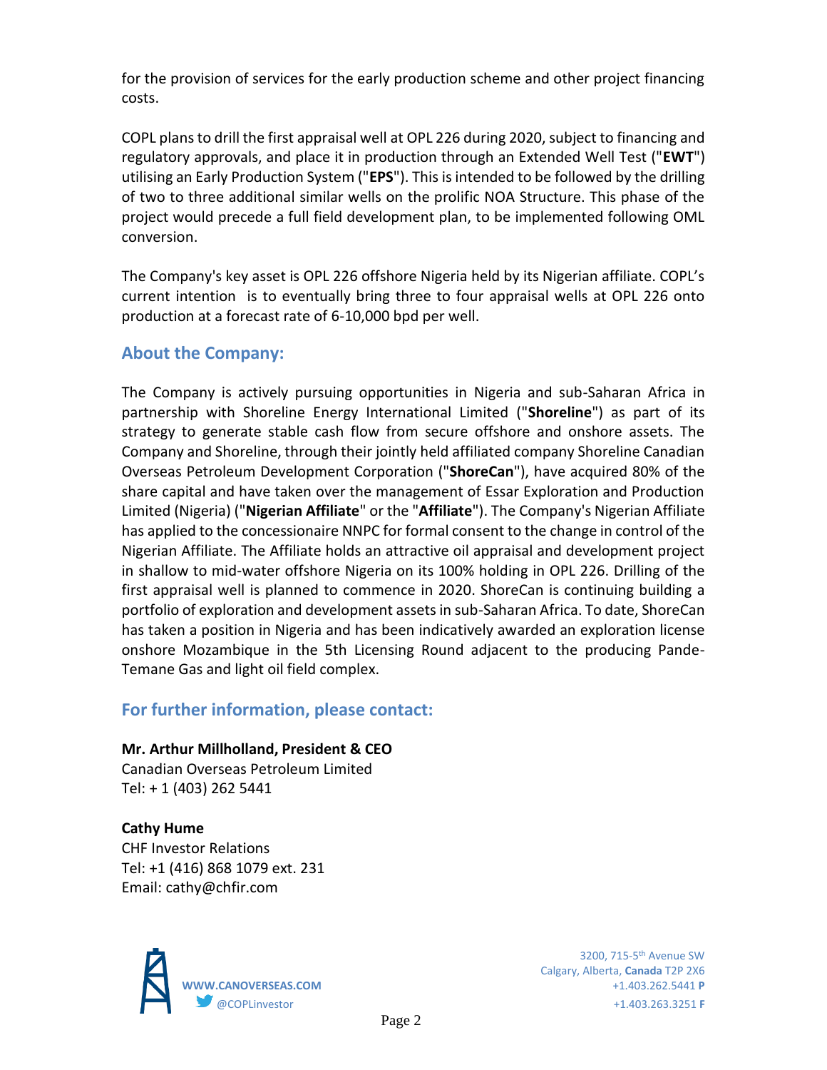for the provision of services for the early production scheme and other project financing costs.

COPL plans to drill the first appraisal well at OPL 226 during 2020, subject to financing and regulatory approvals, and place it in production through an Extended Well Test ("**EWT**") utilising an Early Production System ("**EPS**"). This is intended to be followed by the drilling of two to three additional similar wells on the prolific NOA Structure. This phase of the project would precede a full field development plan, to be implemented following OML conversion.

The Company's key asset is OPL 226 offshore Nigeria held by its Nigerian affiliate. COPL's current intention is to eventually bring three to four appraisal wells at OPL 226 onto production at a forecast rate of 6-10,000 bpd per well.

## About the Company:

The Company is actively pursuing opportunities in Nigeria and sub-Saharan Africa in partnership with Shoreline Energy International Limited ("**Shoreline**") as part of its strategy to generate stable cash flow from secure offshore and onshore assets. The Company and Shoreline, through their jointly held affiliated company Shoreline Canadian Overseas Petroleum Development Corporation ("**ShoreCan**"), have acquired 80% of the share capital and have taken over the management of Essar Exploration and Production Limited (Nigeria) ("**Nigerian Affiliate**" or the "**Affiliate**"). The Company's Nigerian Affiliate has applied to the concessionaire NNPC for formal consent to the change in control of the Nigerian Affiliate. The Affiliate holds an attractive oil appraisal and development project in shallow to mid-water offshore Nigeria on its 100% holding in OPL 226. Drilling of the first appraisal well is planned to commence in 2020. ShoreCan is continuing building a portfolio of exploration and development assets in sub-Saharan Africa. To date, ShoreCan has taken a position in Nigeria and has been indicatively awarded an exploration license onshore Mozambique in the 5th Licensing Round adjacent to the producing Pande-Temane Gas and light oil field complex.

## For further information, please contact:

**Mr. Arthur Millholland, President & CEO**
Canadian Overseas Petroleum Limited
Tel: + 1 (403) 262 5441

**Cathy Hume**
CHF Investor Relations
Tel: +1 (416) 868 1079 ext. 231
Email: cathy@chfir.com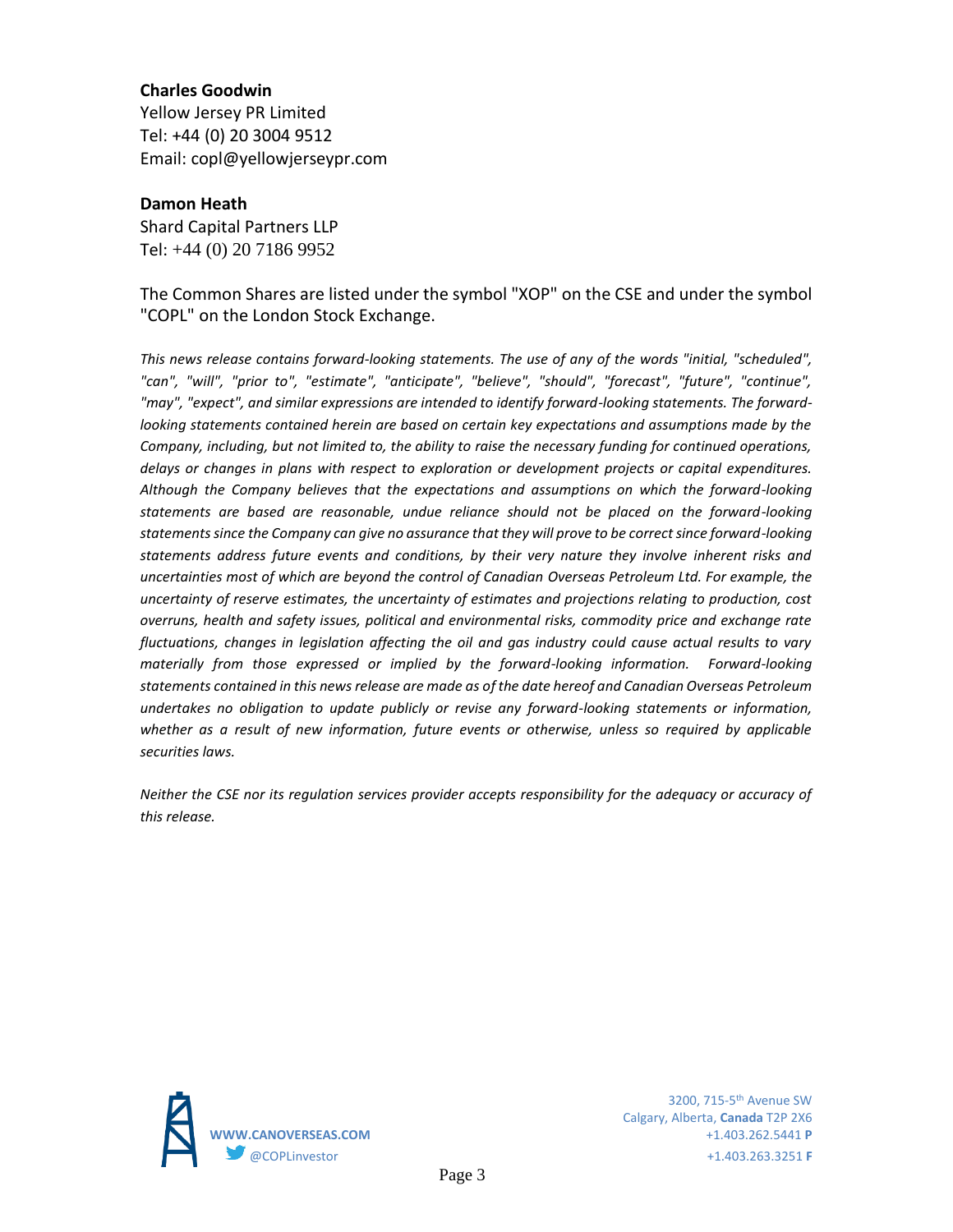**Charles Goodwin**
Yellow Jersey PR Limited
Tel: +44 (0) 20 3004 9512
Email: copl@yellowjerseypr.com

**Damon Heath**
Shard Capital Partners LLP
Tel: +44 (0) 20 7186 9952

The Common Shares are listed under the symbol "XOP" on the CSE and under the symbol "COPL" on the London Stock Exchange.

*This news release contains forward-looking statements. The use of any of the words "initial, "scheduled", "can", "will", "prior to", "estimate", "anticipate", "believe", "should", "forecast", "future", "continue", "may", "expect", and similar expressions are intended to identify forward-looking statements. The forward-looking statements contained herein are based on certain key expectations and assumptions made by the Company, including, but not limited to, the ability to raise the necessary funding for continued operations, delays or changes in plans with respect to exploration or development projects or capital expenditures. Although the Company believes that the expectations and assumptions on which the forward-looking statements are based are reasonable, undue reliance should not be placed on the forward-looking statements since the Company can give no assurance that they will prove to be correct since forward-looking statements address future events and conditions, by their very nature they involve inherent risks and uncertainties most of which are beyond the control of Canadian Overseas Petroleum Ltd. For example, the uncertainty of reserve estimates, the uncertainty of estimates and projections relating to production, cost overruns, health and safety issues, political and environmental risks, commodity price and exchange rate fluctuations, changes in legislation affecting the oil and gas industry could cause actual results to vary materially from those expressed or implied by the forward-looking information. Forward-looking statements contained in this news release are made as of the date hereof and Canadian Overseas Petroleum undertakes no obligation to update publicly or revise any forward-looking statements or information, whether as a result of new information, future events or otherwise, unless so required by applicable securities laws.*

*Neither the CSE nor its regulation services provider accepts responsibility for the adequacy or accuracy of this release.*